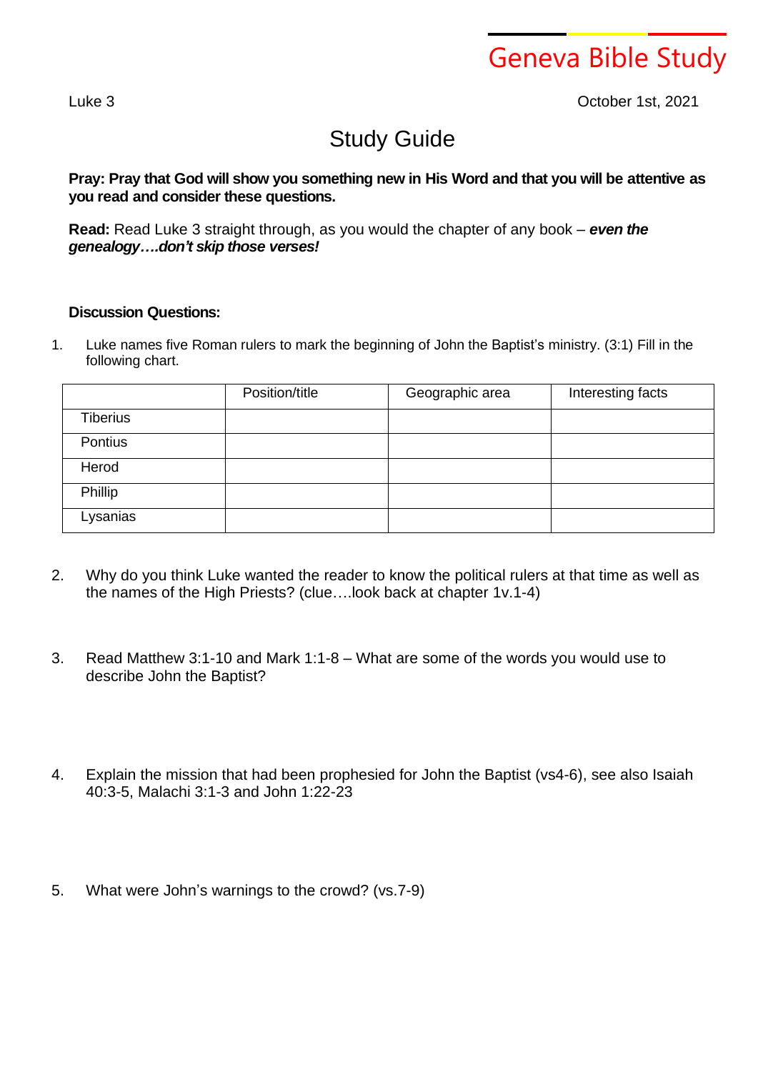# Geneva Bible Study

Luke 3

October 1st, 2021

## Study Guide

**Pray: Pray that God will show you something new in His Word and that you will be attentive as you read and consider these questions.**

**Read:** Read Luke 3 straight through, as you would the chapter of any book – ***even the genealogy….don't skip those verses!***

**Discussion Questions:**

1. Luke names five Roman rulers to mark the beginning of John the Baptist's ministry. (3:1) Fill in the following chart.

| | Position/title | Geographic area | Interesting facts |
|---|---|---|---|
| Tiberius | | | |
| Pontius | | | |
| Herod | | | |
| Phillip | | | |
| Lysanias | | | |

2. Why do you think Luke wanted the reader to know the political rulers at that time as well as the names of the High Priests? (clue….look back at chapter 1v.1-4)

3. Read Matthew 3:1-10 and Mark 1:1-8 – What are some of the words you would use to describe John the Baptist?

4. Explain the mission that had been prophesied for John the Baptist (vs4-6), see also Isaiah 40:3-5, Malachi 3:1-3 and John 1:22-23

5. What were John's warnings to the crowd? (vs.7-9)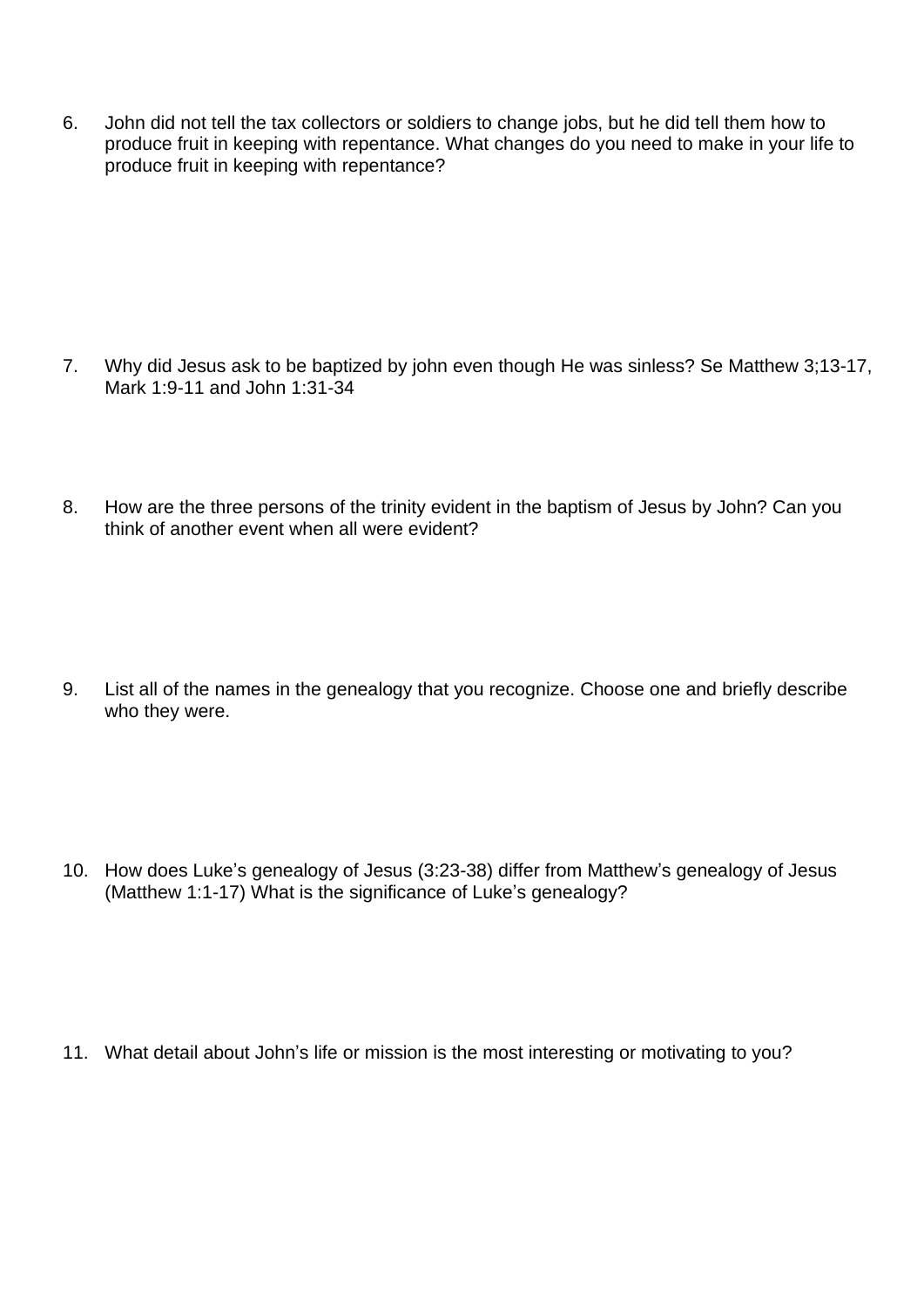6. John did not tell the tax collectors or soldiers to change jobs, but he did tell them how to produce fruit in keeping with repentance. What changes do you need to make in your life to produce fruit in keeping with repentance?

7. Why did Jesus ask to be baptized by john even though He was sinless? Se Matthew 3;13-17, Mark 1:9-11 and John 1:31-34

8. How are the three persons of the trinity evident in the baptism of Jesus by John? Can you think of another event when all were evident?

9. List all of the names in the genealogy that you recognize. Choose one and briefly describe who they were.

10. How does Luke's genealogy of Jesus (3:23-38) differ from Matthew's genealogy of Jesus (Matthew 1:1-17) What is the significance of Luke's genealogy?

11. What detail about John's life or mission is the most interesting or motivating to you?